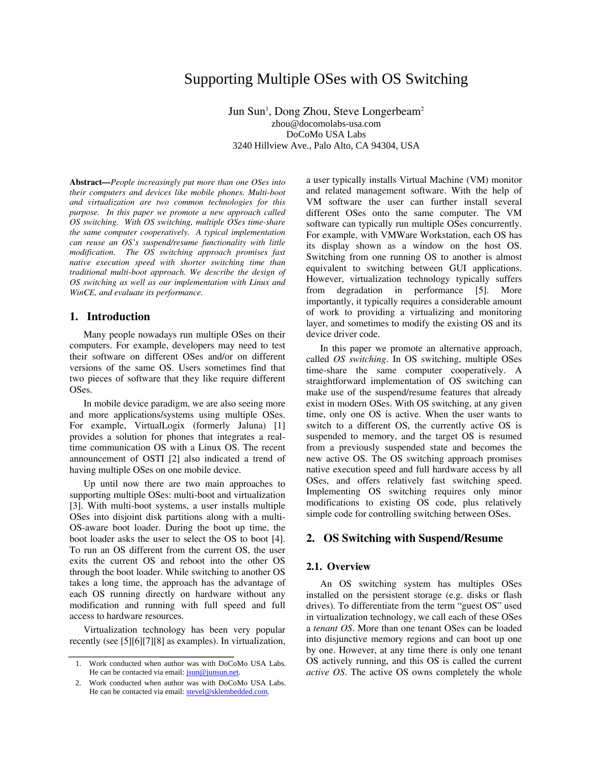# Supporting Multiple OSes with OS Switching

Jun Sun[1], Dong Zhou, Steve Longerbeam[2]
zhou@docomolabs-usa.com
DoCoMo USA Labs
3240 Hillview Ave., Palo Alto, CA 94304, USA

**Abstract—***People increasingly put more than one OSes into their computers and devices like mobile phones. Multi-boot and virtualization are two common technologies for this purpose. In this paper we promote a new approach called OS switching. With OS switching, multiple OSes time-share the same computer cooperatively. A typical implementation can reuse an OS's suspend/resume functionality with little modification. The OS switching approach promises fast native execution speed with shorter switching time than traditional multi-boot approach. We describe the design of OS switching as well as our implementation with Linux and WinCE, and evaluate its performance.*

## 1. Introduction

Many people nowadays run multiple OSes on their computers. For example, developers may need to test their software on different OSes and/or on different versions of the same OS. Users sometimes find that two pieces of software that they like require different OSes.

In mobile device paradigm, we are also seeing more and more applications/systems using multiple OSes. For example, VirtualLogix (formerly Jaluna) [1] provides a solution for phones that integrates a real-time communication OS with a Linux OS. The recent announcement of OSTI [2] also indicated a trend of having multiple OSes on one mobile device.

Up until now there are two main approaches to supporting multiple OSes: multi-boot and virtualization [3]. With multi-boot systems, a user installs multiple OSes into disjoint disk partitions along with a multi-OS-aware boot loader. During the boot up time, the boot loader asks the user to select the OS to boot [4]. To run an OS different from the current OS, the user exits the current OS and reboot into the other OS through the boot loader. While switching to another OS takes a long time, the approach has the advantage of each OS running directly on hardware without any modification and running with full speed and full access to hardware resources.

Virtualization technology has been very popular recently (see [5][6][7][8] as examples). In virtualization, a user typically installs Virtual Machine (VM) monitor and related management software. With the help of VM software the user can further install several different OSes onto the same computer. The VM software can typically run multiple OSes concurrently. For example, with VMWare Workstation, each OS has its display shown as a window on the host OS. Switching from one running OS to another is almost equivalent to switching between GUI applications. However, virtualization technology typically suffers from degradation in performance [5]. More importantly, it typically requires a considerable amount of work to providing a virtualizing and monitoring layer, and sometimes to modify the existing OS and its device driver code.

In this paper we promote an alternative approach, called *OS switching*. In OS switching, multiple OSes time-share the same computer cooperatively. A straightforward implementation of OS switching can make use of the suspend/resume features that already exist in modern OSes. With OS switching, at any given time, only one OS is active. When the user wants to switch to a different OS, the currently active OS is suspended to memory, and the target OS is resumed from a previously suspended state and becomes the new active OS. The OS switching approach promises native execution speed and full hardware access by all OSes, and offers relatively fast switching speed. Implementing OS switching requires only minor modifications to existing OS code, plus relatively simple code for controlling switching between OSes.

## 2. OS Switching with Suspend/Resume

### 2.1. Overview

An OS switching system has multiples OSes installed on the persistent storage (e.g. disks or flash drives). To differentiate from the term "guest OS" used in virtualization technology, we call each of these OSes a *tenant OS*. More than one tenant OSes can be loaded into disjunctive memory regions and can boot up one by one. However, at any time there is only one tenant OS actively running, and this OS is called the current *active OS*. The active OS owns completely the whole

1. Work conducted when author was with DoCoMo USA Labs. He can be contacted via email: jsun@junsun.net.
2. Work conducted when author was with DoCoMo USA Labs. He can be contacted via email: stevel@sklembedded.com.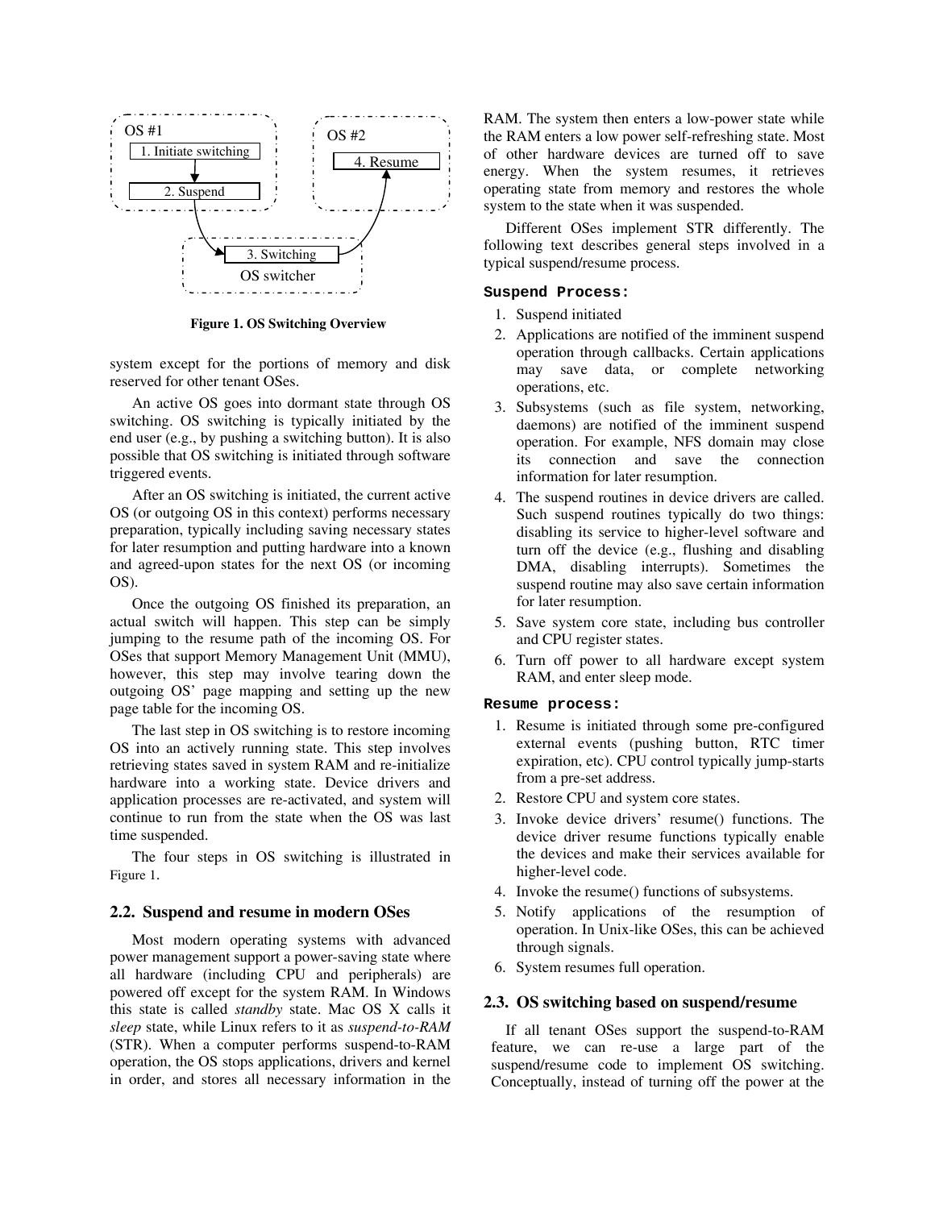OS #1

1. Initiate switching

2. Suspend

OS #2

4. Resume

3. Switching

OS switcher

**Figure 1. OS Switching Overview**

system except for the portions of memory and disk reserved for other tenant OSes.

An active OS goes into dormant state through OS switching. OS switching is typically initiated by the end user (e.g., by pushing a switching button). It is also possible that OS switching is initiated through software triggered events.

After an OS switching is initiated, the current active OS (or outgoing OS in this context) performs necessary preparation, typically including saving necessary states for later resumption and putting hardware into a known and agreed-upon states for the next OS (or incoming OS).

Once the outgoing OS finished its preparation, an actual switch will happen. This step can be simply jumping to the resume path of the incoming OS. For OSes that support Memory Management Unit (MMU), however, this step may involve tearing down the outgoing OS' page mapping and setting up the new page table for the incoming OS.

The last step in OS switching is to restore incoming OS into an actively running state. This step involves retrieving states saved in system RAM and re-initialize hardware into a working state. Device drivers and application processes are re-activated, and system will continue to run from the state when the OS was last time suspended.

The four steps in OS switching is illustrated in Figure 1.

## 2.2. Suspend and resume in modern OSes

Most modern operating systems with advanced power management support a power-saving state where all hardware (including CPU and peripherals) are powered off except for the system RAM. In Windows this state is called *standby* state. Mac OS X calls it *sleep* state, while Linux refers to it as *suspend-to-RAM* (STR). When a computer performs suspend-to-RAM operation, the OS stops applications, drivers and kernel in order, and stores all necessary information in the RAM. The system then enters a low-power state while the RAM enters a low power self-refreshing state. Most of other hardware devices are turned off to save energy. When the system resumes, it retrieves operating state from memory and restores the whole system to the state when it was suspended.

Different OSes implement STR differently. The following text describes general steps involved in a typical suspend/resume process.

**Suspend Process:**

1. Suspend initiated
2. Applications are notified of the imminent suspend operation through callbacks. Certain applications may save data, or complete networking operations, etc.
3. Subsystems (such as file system, networking, daemons) are notified of the imminent suspend operation. For example, NFS domain may close its connection and save the connection information for later resumption.
4. The suspend routines in device drivers are called. Such suspend routines typically do two things: disabling its service to higher-level software and turn off the device (e.g., flushing and disabling DMA, disabling interrupts). Sometimes the suspend routine may also save certain information for later resumption.
5. Save system core state, including bus controller and CPU register states.
6. Turn off power to all hardware except system RAM, and enter sleep mode.

**Resume process:**

1. Resume is initiated through some pre-configured external events (pushing button, RTC timer expiration, etc). CPU control typically jump-starts from a pre-set address.
2. Restore CPU and system core states.
3. Invoke device drivers' resume() functions. The device driver resume functions typically enable the devices and make their services available for higher-level code.
4. Invoke the resume() functions of subsystems.
5. Notify applications of the resumption of operation. In Unix-like OSes, this can be achieved through signals.
6. System resumes full operation.

## 2.3. OS switching based on suspend/resume

If all tenant OSes support the suspend-to-RAM feature, we can re-use a large part of the suspend/resume code to implement OS switching. Conceptually, instead of turning off the power at the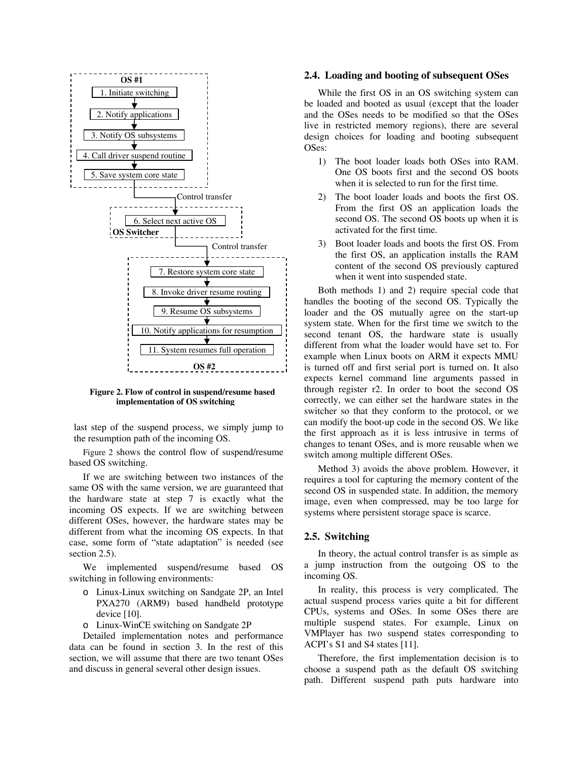OS #1

1. Initiate switching
2. Notify applications
3. Notify OS subsystems
4. Call driver suspend routine
5. Save system core state

Control transfer

6. Select next active OS

OS Switcher

Control transfer

7. Restore system core state
8. Invoke driver resume routing
9. Resume OS subsystems
10. Notify applications for resumption
11. System resumes full operation

OS #2

**Figure 2. Flow of control in suspend/resume based implementation of OS switching**

last step of the suspend process, we simply jump to the resumption path of the incoming OS.

Figure 2 shows the control flow of suspend/resume based OS switching.

If we are switching between two instances of the same OS with the same version, we are guaranteed that the hardware state at step 7 is exactly what the incoming OS expects. If we are switching between different OSes, however, the hardware states may be different from what the incoming OS expects. In that case, some form of "state adaptation" is needed (see section 2.5).

We implemented suspend/resume based OS switching in following environments:

- Linux-Linux switching on Sandgate 2P, an Intel PXA270 (ARM9) based handheld prototype device [10].
- Linux-WinCE switching on Sandgate 2P

Detailed implementation notes and performance data can be found in section 3. In the rest of this section, we will assume that there are two tenant OSes and discuss in general several other design issues.

## 2.4. Loading and booting of subsequent OSes

While the first OS in an OS switching system can be loaded and booted as usual (except that the loader and the OSes needs to be modified so that the OSes live in restricted memory regions), there are several design choices for loading and booting subsequent OSes:

1) The boot loader loads both OSes into RAM. One OS boots first and the second OS boots when it is selected to run for the first time.
2) The boot loader loads and boots the first OS. From the first OS an application loads the second OS. The second OS boots up when it is activated for the first time.
3) Boot loader loads and boots the first OS. From the first OS, an application installs the RAM content of the second OS previously captured when it went into suspended state.

Both methods 1) and 2) require special code that handles the booting of the second OS. Typically the loader and the OS mutually agree on the start-up system state. When for the first time we switch to the second tenant OS, the hardware state is usually different from what the loader would have set to. For example when Linux boots on ARM it expects MMU is turned off and first serial port is turned on. It also expects kernel command line arguments passed in through register r2. In order to boot the second OS correctly, we can either set the hardware states in the switcher so that they conform to the protocol, or we can modify the boot-up code in the second OS. We like the first approach as it is less intrusive in terms of changes to tenant OSes, and is more reusable when we switch among multiple different OSes.

Method 3) avoids the above problem. However, it requires a tool for capturing the memory content of the second OS in suspended state. In addition, the memory image, even when compressed, may be too large for systems where persistent storage space is scarce.

## 2.5. Switching

In theory, the actual control transfer is as simple as a jump instruction from the outgoing OS to the incoming OS.

In reality, this process is very complicated. The actual suspend process varies quite a bit for different CPUs, systems and OSes. In some OSes there are multiple suspend states. For example, Linux on VMPlayer has two suspend states corresponding to ACPI's S1 and S4 states [11].

Therefore, the first implementation decision is to choose a suspend path as the default OS switching path. Different suspend path puts hardware into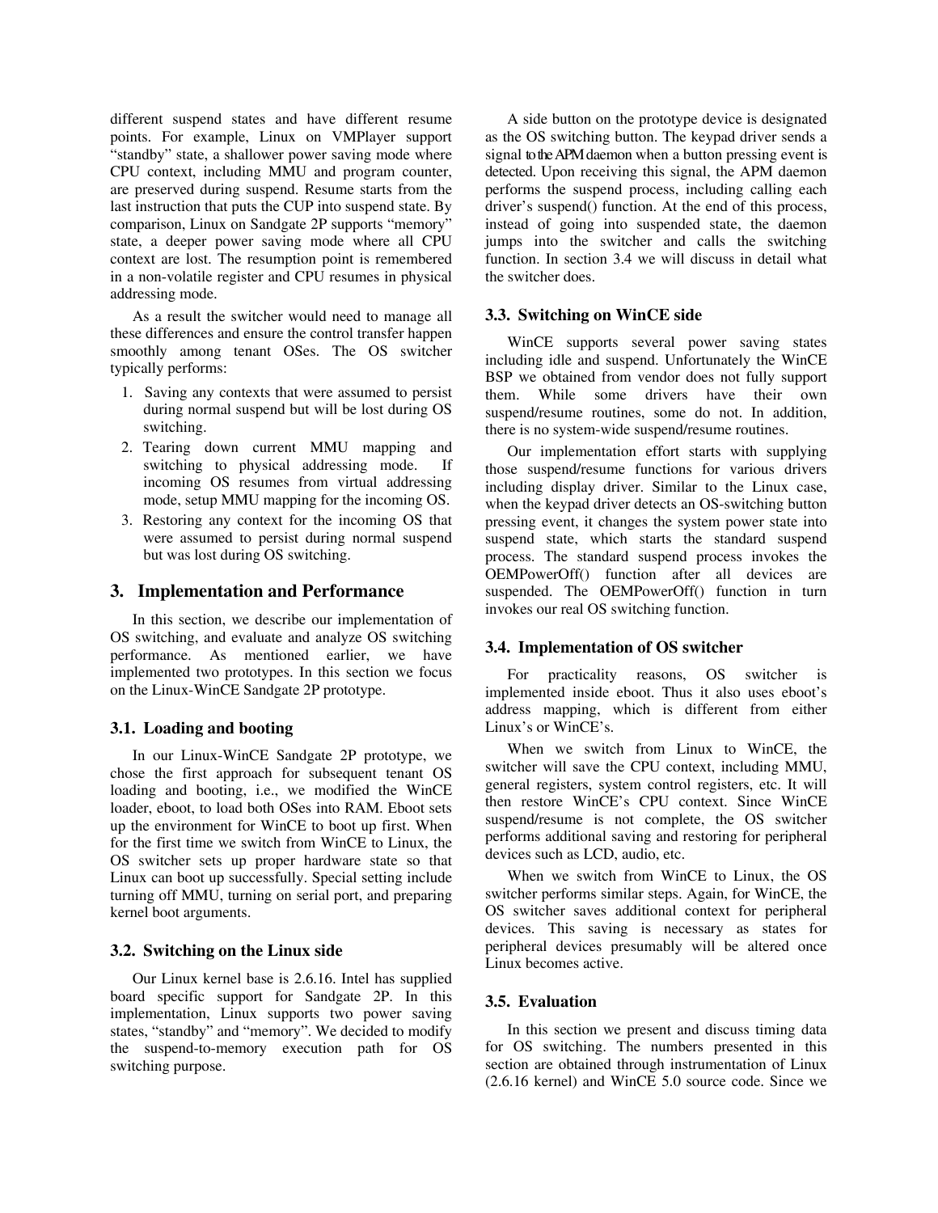different suspend states and have different resume points. For example, Linux on VMPlayer support "standby" state, a shallower power saving mode where CPU context, including MMU and program counter, are preserved during suspend. Resume starts from the last instruction that puts the CUP into suspend state. By comparison, Linux on Sandgate 2P supports "memory" state, a deeper power saving mode where all CPU context are lost. The resumption point is remembered in a non-volatile register and CPU resumes in physical addressing mode.

As a result the switcher would need to manage all these differences and ensure the control transfer happen smoothly among tenant OSes. The OS switcher typically performs:

1. Saving any contexts that were assumed to persist during normal suspend but will be lost during OS switching.
2. Tearing down current MMU mapping and switching to physical addressing mode. If incoming OS resumes from virtual addressing mode, setup MMU mapping for the incoming OS.
3. Restoring any context for the incoming OS that were assumed to persist during normal suspend but was lost during OS switching.

## 3. Implementation and Performance

In this section, we describe our implementation of OS switching, and evaluate and analyze OS switching performance. As mentioned earlier, we have implemented two prototypes. In this section we focus on the Linux-WinCE Sandgate 2P prototype.

### 3.1. Loading and booting

In our Linux-WinCE Sandgate 2P prototype, we chose the first approach for subsequent tenant OS loading and booting, i.e., we modified the WinCE loader, eboot, to load both OSes into RAM. Eboot sets up the environment for WinCE to boot up first. When for the first time we switch from WinCE to Linux, the OS switcher sets up proper hardware state so that Linux can boot up successfully. Special setting include turning off MMU, turning on serial port, and preparing kernel boot arguments.

### 3.2. Switching on the Linux side

Our Linux kernel base is 2.6.16. Intel has supplied board specific support for Sandgate 2P. In this implementation, Linux supports two power saving states, "standby" and "memory". We decided to modify the suspend-to-memory execution path for OS switching purpose.

A side button on the prototype device is designated as the OS switching button. The keypad driver sends a signal to the APM daemon when a button pressing event is detected. Upon receiving this signal, the APM daemon performs the suspend process, including calling each driver's suspend() function. At the end of this process, instead of going into suspended state, the daemon jumps into the switcher and calls the switching function. In section 3.4 we will discuss in detail what the switcher does.

### 3.3. Switching on WinCE side

WinCE supports several power saving states including idle and suspend. Unfortunately the WinCE BSP we obtained from vendor does not fully support them. While some drivers have their own suspend/resume routines, some do not. In addition, there is no system-wide suspend/resume routines.

Our implementation effort starts with supplying those suspend/resume functions for various drivers including display driver. Similar to the Linux case, when the keypad driver detects an OS-switching button pressing event, it changes the system power state into suspend state, which starts the standard suspend process. The standard suspend process invokes the OEMPowerOff() function after all devices are suspended. The OEMPowerOff() function in turn invokes our real OS switching function.

### 3.4. Implementation of OS switcher

For practicality reasons, OS switcher is implemented inside eboot. Thus it also uses eboot's address mapping, which is different from either Linux's or WinCE's.

When we switch from Linux to WinCE, the switcher will save the CPU context, including MMU, general registers, system control registers, etc. It will then restore WinCE's CPU context. Since WinCE suspend/resume is not complete, the OS switcher performs additional saving and restoring for peripheral devices such as LCD, audio, etc.

When we switch from WinCE to Linux, the OS switcher performs similar steps. Again, for WinCE, the OS switcher saves additional context for peripheral devices. This saving is necessary as states for peripheral devices presumably will be altered once Linux becomes active.

### 3.5. Evaluation

In this section we present and discuss timing data for OS switching. The numbers presented in this section are obtained through instrumentation of Linux (2.6.16 kernel) and WinCE 5.0 source code. Since we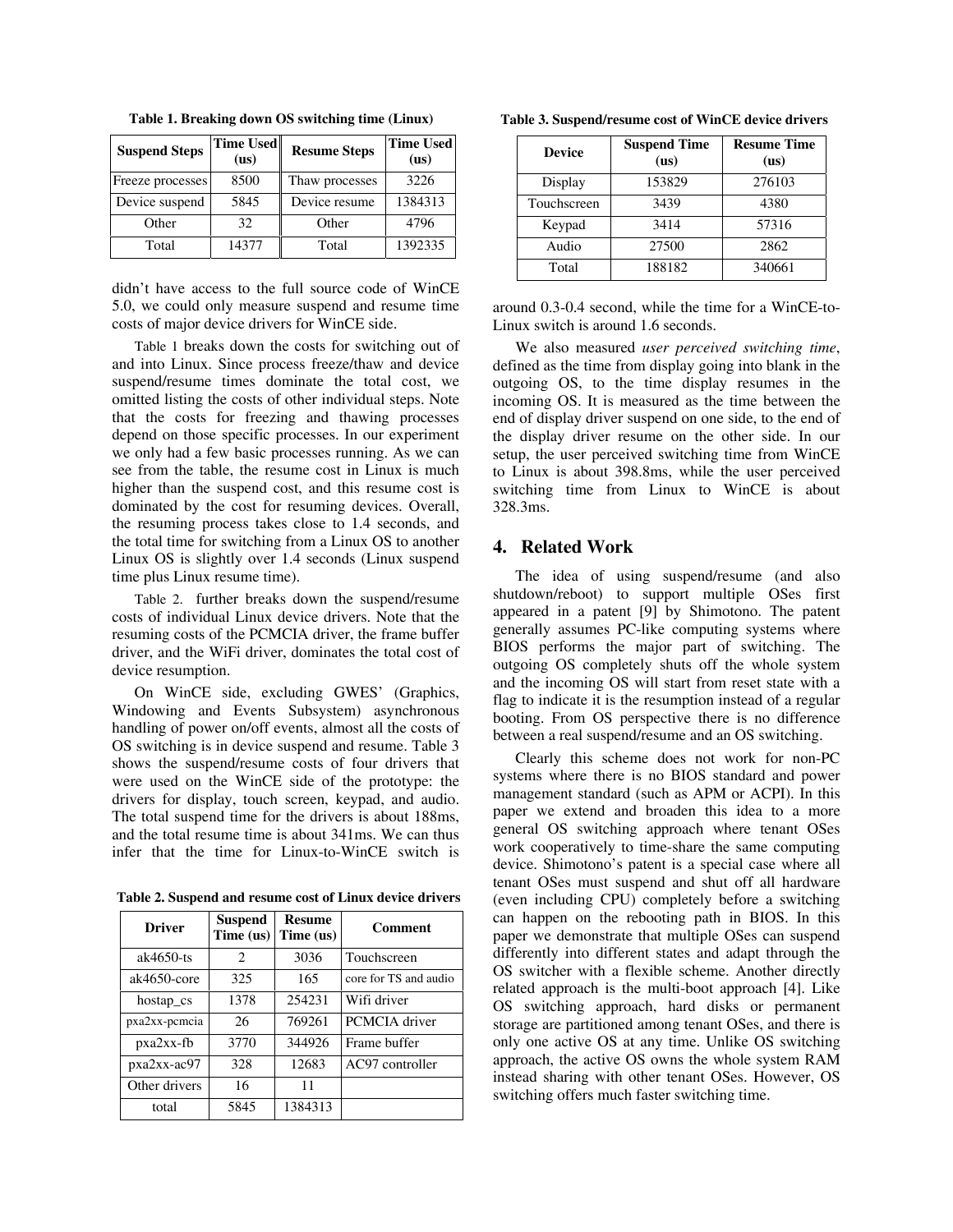**Table 1. Breaking down OS switching time (Linux)**

| Suspend Steps | Time Used (us) | Resume Steps | Time Used (us) |
|---|---|---|---|
| Freeze processes | 8500 | Thaw processes | 3226 |
| Device suspend | 5845 | Device resume | 1384313 |
| Other | 32 | Other | 4796 |
| Total | 14377 | Total | 1392335 |

didn't have access to the full source code of WinCE 5.0, we could only measure suspend and resume time costs of major device drivers for WinCE side.

Table 1 breaks down the costs for switching out of and into Linux. Since process freeze/thaw and device suspend/resume times dominate the total cost, we omitted listing the costs of other individual steps. Note that the costs for freezing and thawing processes depend on those specific processes. In our experiment we only had a few basic processes running. As we can see from the table, the resume cost in Linux is much higher than the suspend cost, and this resume cost is dominated by the cost for resuming devices. Overall, the resuming process takes close to 1.4 seconds, and the total time for switching from a Linux OS to another Linux OS is slightly over 1.4 seconds (Linux suspend time plus Linux resume time).

Table 2. further breaks down the suspend/resume costs of individual Linux device drivers. Note that the resuming costs of the PCMCIA driver, the frame buffer driver, and the WiFi driver, dominates the total cost of device resumption.

On WinCE side, excluding GWES' (Graphics, Windowing and Events Subsystem) asynchronous handling of power on/off events, almost all the costs of OS switching is in device suspend and resume. Table 3 shows the suspend/resume costs of four drivers that were used on the WinCE side of the prototype: the drivers for display, touch screen, keypad, and audio. The total suspend time for the drivers is about 188ms, and the total resume time is about 341ms. We can thus infer that the time for Linux-to-WinCE switch is around 0.3-0.4 second, while the time for a WinCE-to-Linux switch is around 1.6 seconds.

**Table 2. Suspend and resume cost of Linux device drivers**

| Driver | Suspend Time (us) | Resume Time (us) | Comment |
|---|---|---|---|
| ak4650-ts | 2 | 3036 | Touchscreen |
| ak4650-core | 325 | 165 | core for TS and audio |
| hostap_cs | 1378 | 254231 | Wifi driver |
| pxa2xx-pcmcia | 26 | 769261 | PCMCIA driver |
| pxa2xx-fb | 3770 | 344926 | Frame buffer |
| pxa2xx-ac97 | 328 | 12683 | AC97 controller |
| Other drivers | 16 | 11 | |
| total | 5845 | 1384313 | |

**Table 3. Suspend/resume cost of WinCE device drivers**

| Device | Suspend Time (us) | Resume Time (us) |
|---|---|---|
| Display | 153829 | 276103 |
| Touchscreen | 3439 | 4380 |
| Keypad | 3414 | 57316 |
| Audio | 27500 | 2862 |
| Total | 188182 | 340661 |

We also measured *user perceived switching time*, defined as the time from display going into blank in the outgoing OS, to the time display resumes in the incoming OS. It is measured as the time between the end of display driver suspend on one side, to the end of the display driver resume on the other side. In our setup, the user perceived switching time from WinCE to Linux is about 398.8ms, while the user perceived switching time from Linux to WinCE is about 328.3ms.

## 4. Related Work

The idea of using suspend/resume (and also shutdown/reboot) to support multiple OSes first appeared in a patent [9] by Shimotono. The patent generally assumes PC-like computing systems where BIOS performs the major part of switching. The outgoing OS completely shuts off the whole system and the incoming OS will start from reset state with a flag to indicate it is the resumption instead of a regular booting. From OS perspective there is no difference between a real suspend/resume and an OS switching.

Clearly this scheme does not work for non-PC systems where there is no BIOS standard and power management standard (such as APM or ACPI). In this paper we extend and broaden this idea to a more general OS switching approach where tenant OSes work cooperatively to time-share the same computing device. Shimotono's patent is a special case where all tenant OSes must suspend and shut off all hardware (even including CPU) completely before a switching can happen on the rebooting path in BIOS. In this paper we demonstrate that multiple OSes can suspend differently into different states and adapt through the OS switcher with a flexible scheme. Another directly related approach is the multi-boot approach [4]. Like OS switching approach, hard disks or permanent storage are partitioned among tenant OSes, and there is only one active OS at any time. Unlike OS switching approach, the active OS owns the whole system RAM instead sharing with other tenant OSes. However, OS switching offers much faster switching time.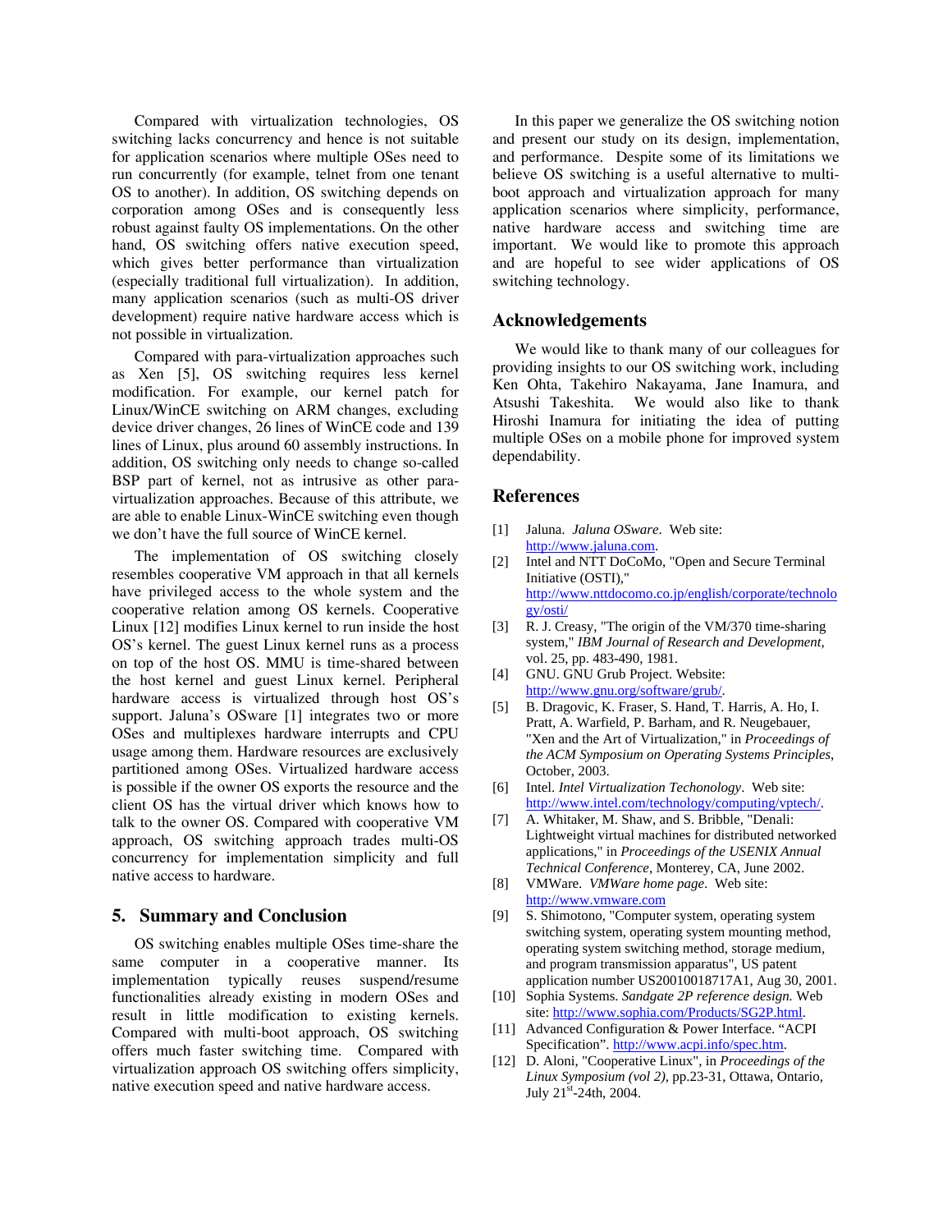Compared with virtualization technologies, OS switching lacks concurrency and hence is not suitable for application scenarios where multiple OSes need to run concurrently (for example, telnet from one tenant OS to another). In addition, OS switching depends on corporation among OSes and is consequently less robust against faulty OS implementations. On the other hand, OS switching offers native execution speed, which gives better performance than virtualization (especially traditional full virtualization). In addition, many application scenarios (such as multi-OS driver development) require native hardware access which is not possible in virtualization.

Compared with para-virtualization approaches such as Xen [5], OS switching requires less kernel modification. For example, our kernel patch for Linux/WinCE switching on ARM changes, excluding device driver changes, 26 lines of WinCE code and 139 lines of Linux, plus around 60 assembly instructions. In addition, OS switching only needs to change so-called BSP part of kernel, not as intrusive as other para-virtualization approaches. Because of this attribute, we are able to enable Linux-WinCE switching even though we don't have the full source of WinCE kernel.

The implementation of OS switching closely resembles cooperative VM approach in that all kernels have privileged access to the whole system and the cooperative relation among OS kernels. Cooperative Linux [12] modifies Linux kernel to run inside the host OS's kernel. The guest Linux kernel runs as a process on top of the host OS. MMU is time-shared between the host kernel and guest Linux kernel. Peripheral hardware access is virtualized through host OS's support. Jaluna's OSware [1] integrates two or more OSes and multiplexes hardware interrupts and CPU usage among them. Hardware resources are exclusively partitioned among OSes. Virtualized hardware access is possible if the owner OS exports the resource and the client OS has the virtual driver which knows how to talk to the owner OS. Compared with cooperative VM approach, OS switching approach trades multi-OS concurrency for implementation simplicity and full native access to hardware.

## 5. Summary and Conclusion

OS switching enables multiple OSes time-share the same computer in a cooperative manner. Its implementation typically reuses suspend/resume functionalities already existing in modern OSes and result in little modification to existing kernels. Compared with multi-boot approach, OS switching offers much faster switching time. Compared with virtualization approach OS switching offers simplicity, native execution speed and native hardware access.

In this paper we generalize the OS switching notion and present our study on its design, implementation, and performance. Despite some of its limitations we believe OS switching is a useful alternative to multi-boot approach and virtualization approach for many application scenarios where simplicity, performance, native hardware access and switching time are important. We would like to promote this approach and are hopeful to see wider applications of OS switching technology.

## Acknowledgements

We would like to thank many of our colleagues for providing insights to our OS switching work, including Ken Ohta, Takehiro Nakayama, Jane Inamura, and Atsushi Takeshita. We would also like to thank Hiroshi Inamura for initiating the idea of putting multiple OSes on a mobile phone for improved system dependability.

## References

[1] Jaluna. *Jaluna OSware*. Web site: http://www.jaluna.com.

[2] Intel and NTT DoCoMo, "Open and Secure Terminal Initiative (OSTI)," http://www.nttdocomo.co.jp/english/corporate/technology/osti/

[3] R. J. Creasy, "The origin of the VM/370 time-sharing system," *IBM Journal of Research and Development*, vol. 25, pp. 483-490, 1981.

[4] GNU. GNU Grub Project. Website: http://www.gnu.org/software/grub/.

[5] B. Dragovic, K. Fraser, S. Hand, T. Harris, A. Ho, I. Pratt, A. Warfield, P. Barham, and R. Neugebauer, "Xen and the Art of Virtualization," in *Proceedings of the ACM Symposium on Operating Systems Principles*, October, 2003.

[6] Intel. *Intel Virtualization Techonology*. Web site: http://www.intel.com/technology/computing/vptech/.

[7] A. Whitaker, M. Shaw, and S. Bribble, "Denali: Lightweight virtual machines for distributed networked applications," in *Proceedings of the USENIX Annual Technical Conference*, Monterey, CA, June 2002.

[8] VMWare. *VMWare home page*. Web site: http://www.vmware.com

[9] S. Shimotono, "Computer system, operating system switching system, operating system mounting method, operating system switching method, storage medium, and program transmission apparatus", US patent application number US20010018717A1, Aug 30, 2001.

[10] Sophia Systems. *Sandgate 2P reference design.* Web site: http://www.sophia.com/Products/SG2P.html.

[11] Advanced Configuration & Power Interface. "ACPI Specification". http://www.acpi.info/spec.htm.

[12] D. Aloni, "Cooperative Linux", in *Proceedings of the Linux Symposium (vol 2)*, pp.23-31, Ottawa, Ontario, July 21st-24th, 2004.